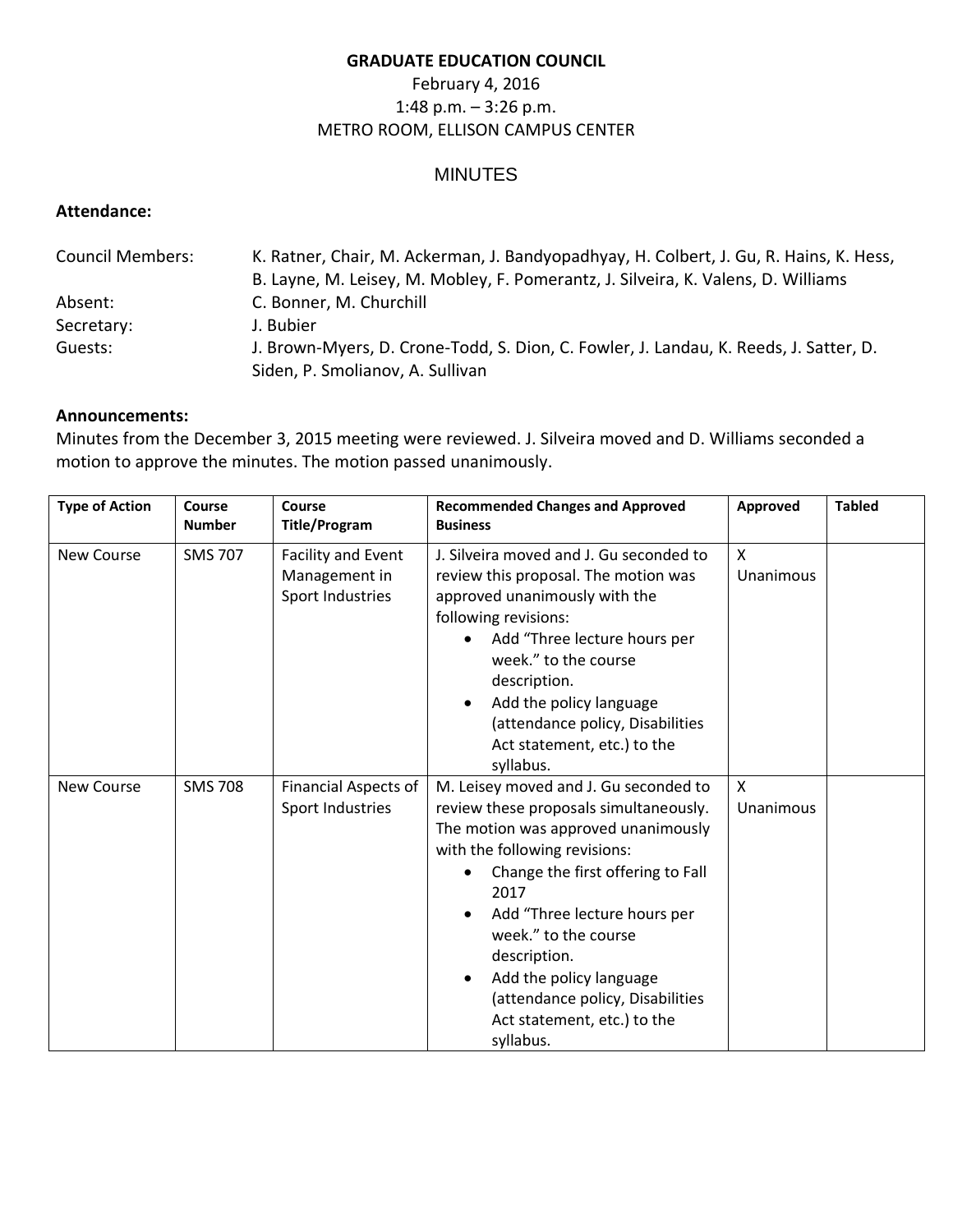**GRADUATE EDUCATION COUNCIL**
February 4, 2016
1:48 p.m. – 3:26 p.m.
METRO ROOM, ELLISON CAMPUS CENTER

MINUTES

**Attendance:**

Council Members: K. Ratner, Chair, M. Ackerman, J. Bandyopadhyay, H. Colbert, J. Gu, R. Hains, K. Hess, B. Layne, M. Leisey, M. Mobley, F. Pomerantz, J. Silveira, K. Valens, D. Williams
Absent: C. Bonner, M. Churchill
Secretary: J. Bubier
Guests: J. Brown-Myers, D. Crone-Todd, S. Dion, C. Fowler, J. Landau, K. Reeds, J. Satter, D. Siden, P. Smolianov, A. Sullivan

**Announcements:**
Minutes from the December 3, 2015 meeting were reviewed. J. Silveira moved and D. Williams seconded a motion to approve the minutes. The motion passed unanimously.

| Type of Action | Course Number | Course Title/Program | Recommended Changes and Approved Business | Approved | Tabled |
|---|---|---|---|---|---|
| New Course | SMS 707 | Facility and Event Management in Sport Industries | J. Silveira moved and J. Gu seconded to review this proposal. The motion was approved unanimously with the following revisions:<br>• Add "Three lecture hours per week." to the course description.<br>• Add the policy language (attendance policy, Disabilities Act statement, etc.) to the syllabus. | X Unanimous | |
| New Course | SMS 708 | Financial Aspects of Sport Industries | M. Leisey moved and J. Gu seconded to review these proposals simultaneously. The motion was approved unanimously with the following revisions:<br>• Change the first offering to Fall 2017<br>• Add "Three lecture hours per week." to the course description.<br>• Add the policy language (attendance policy, Disabilities Act statement, etc.) to the syllabus. | X Unanimous | |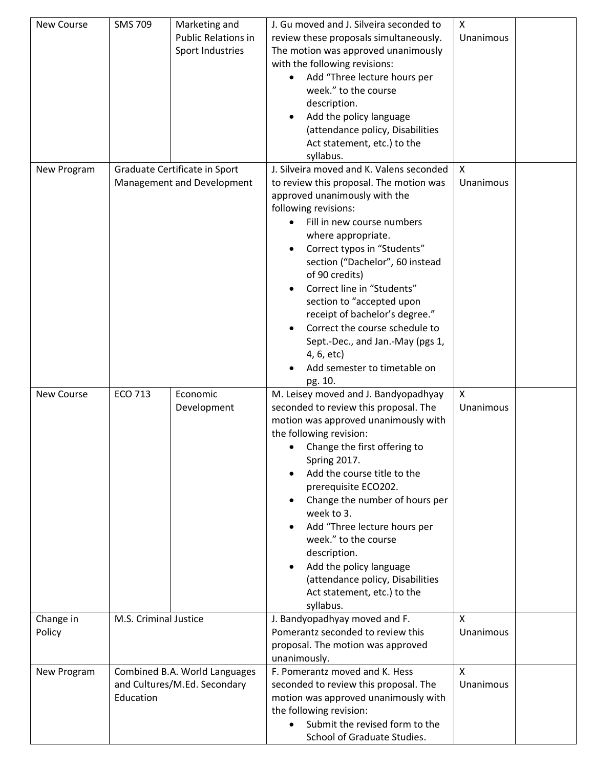| New Course | SMS 709 | Marketing and Public Relations in Sport Industries | J. Gu moved and J. Silveira seconded to review these proposals simultaneously. The motion was approved unanimously with the following revisions:<br>• Add "Three lecture hours per week." to the course description.<br>• Add the policy language (attendance policy, Disabilities Act statement, etc.) to the syllabus. | X Unanimous | |
|---|---|---|---|---|---|
| New Program | Graduate Certificate in Sport Management and Development | | J. Silveira moved and K. Valens seconded to review this proposal. The motion was approved unanimously with the following revisions:<br>• Fill in new course numbers where appropriate.<br>• Correct typos in "Students" section ("Dachelor", 60 instead of 90 credits)<br>• Correct line in "Students" section to "accepted upon receipt of bachelor's degree."<br>• Correct the course schedule to Sept.-Dec., and Jan.-May (pgs 1, 4, 6, etc)<br>• Add semester to timetable on pg. 10. | X Unanimous | |
| New Course | ECO 713 | Economic Development | M. Leisey moved and J. Bandyopadhyay seconded to review this proposal. The motion was approved unanimously with the following revision:<br>• Change the first offering to Spring 2017.<br>• Add the course title to the prerequisite ECO202.<br>• Change the number of hours per week to 3.<br>• Add "Three lecture hours per week." to the course description.<br>• Add the policy language (attendance policy, Disabilities Act statement, etc.) to the syllabus. | X Unanimous | |
| Change in Policy | M.S. Criminal Justice | | J. Bandyopadhyay moved and F. Pomerantz seconded to review this proposal. The motion was approved unanimously. | X Unanimous | |
| New Program | Combined B.A. World Languages and Cultures/M.Ed. Secondary Education | | F. Pomerantz moved and K. Hess seconded to review this proposal. The motion was approved unanimously with the following revision:<br>• Submit the revised form to the School of Graduate Studies. | X Unanimous | |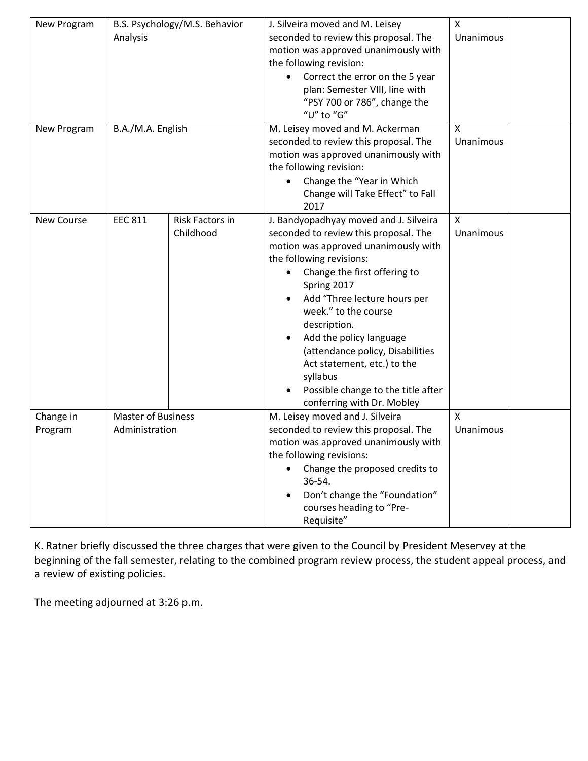| | | | | | |
|---|---|---|---|---|---|
| New Program | B.S. Psychology/M.S. Behavior Analysis | | J. Silveira moved and M. Leisey seconded to review this proposal. The motion was approved unanimously with the following revision:<br>• Correct the error on the 5 year plan: Semester VIII, line with "PSY 700 or 786", change the "U" to "G" | X<br>Unanimous | |
| New Program | B.A./M.A. English | | M. Leisey moved and M. Ackerman seconded to review this proposal. The motion was approved unanimously with the following revision:<br>• Change the "Year in Which Change will Take Effect" to Fall 2017 | X<br>Unanimous | |
| New Course | EEC 811 | Risk Factors in Childhood | J. Bandyopadhyay moved and J. Silveira seconded to review this proposal. The motion was approved unanimously with the following revisions:<br>• Change the first offering to Spring 2017<br>• Add "Three lecture hours per week." to the course description.<br>• Add the policy language (attendance policy, Disabilities Act statement, etc.) to the syllabus<br>• Possible change to the title after conferring with Dr. Mobley | X<br>Unanimous | |
| Change in Program | Master of Business Administration | | M. Leisey moved and J. Silveira seconded to review this proposal. The motion was approved unanimously with the following revisions:<br>• Change the proposed credits to 36-54.<br>• Don't change the "Foundation" courses heading to "Pre-Requisite" | X<br>Unanimous | |

K. Ratner briefly discussed the three charges that were given to the Council by President Meservey at the beginning of the fall semester, relating to the combined program review process, the student appeal process, and a review of existing policies.

The meeting adjourned at 3:26 p.m.